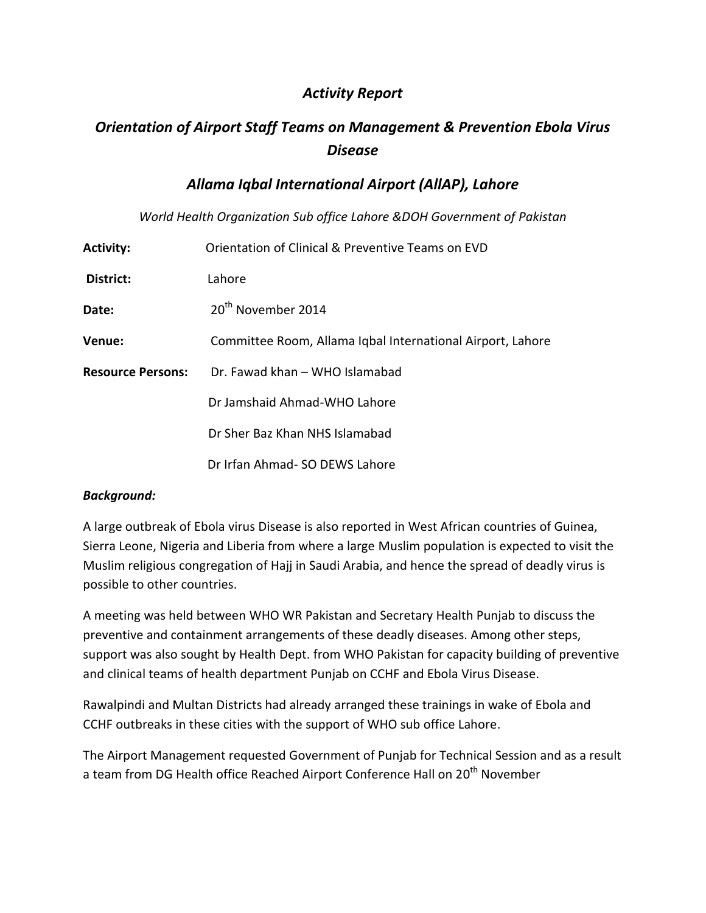# *Activity Report*

## *Orientation of Airport Staff Teams on Management & Prevention Ebola Virus Disease*

## *Allama Iqbal International Airport (AIIAP), Lahore*

*World Health Organization Sub office Lahore &DOH Government of Pakistan*

**Activity:** Orientation of Clinical & Preventive Teams on EVD

**District:** Lahore

**Date:** 20th November 2014

**Venue:** Committee Room, Allama Iqbal International Airport, Lahore

**Resource Persons:** Dr. Fawad khan – WHO Islamabad

Dr Jamshaid Ahmad-WHO Lahore

Dr Sher Baz Khan NHS Islamabad

Dr Irfan Ahmad- SO DEWS Lahore

***Background:***

A large outbreak of Ebola virus Disease is also reported in West African countries of Guinea, Sierra Leone, Nigeria and Liberia from where a large Muslim population is expected to visit the Muslim religious congregation of Hajj in Saudi Arabia, and hence the spread of deadly virus is possible to other countries.

A meeting was held between WHO WR Pakistan and Secretary Health Punjab to discuss the preventive and containment arrangements of these deadly diseases. Among other steps, support was also sought by Health Dept. from WHO Pakistan for capacity building of preventive and clinical teams of health department Punjab on CCHF and Ebola Virus Disease.

Rawalpindi and Multan Districts had already arranged these trainings in wake of Ebola and CCHF outbreaks in these cities with the support of WHO sub office Lahore.

The Airport Management requested Government of Punjab for Technical Session and as a result a team from DG Health office Reached Airport Conference Hall on 20th November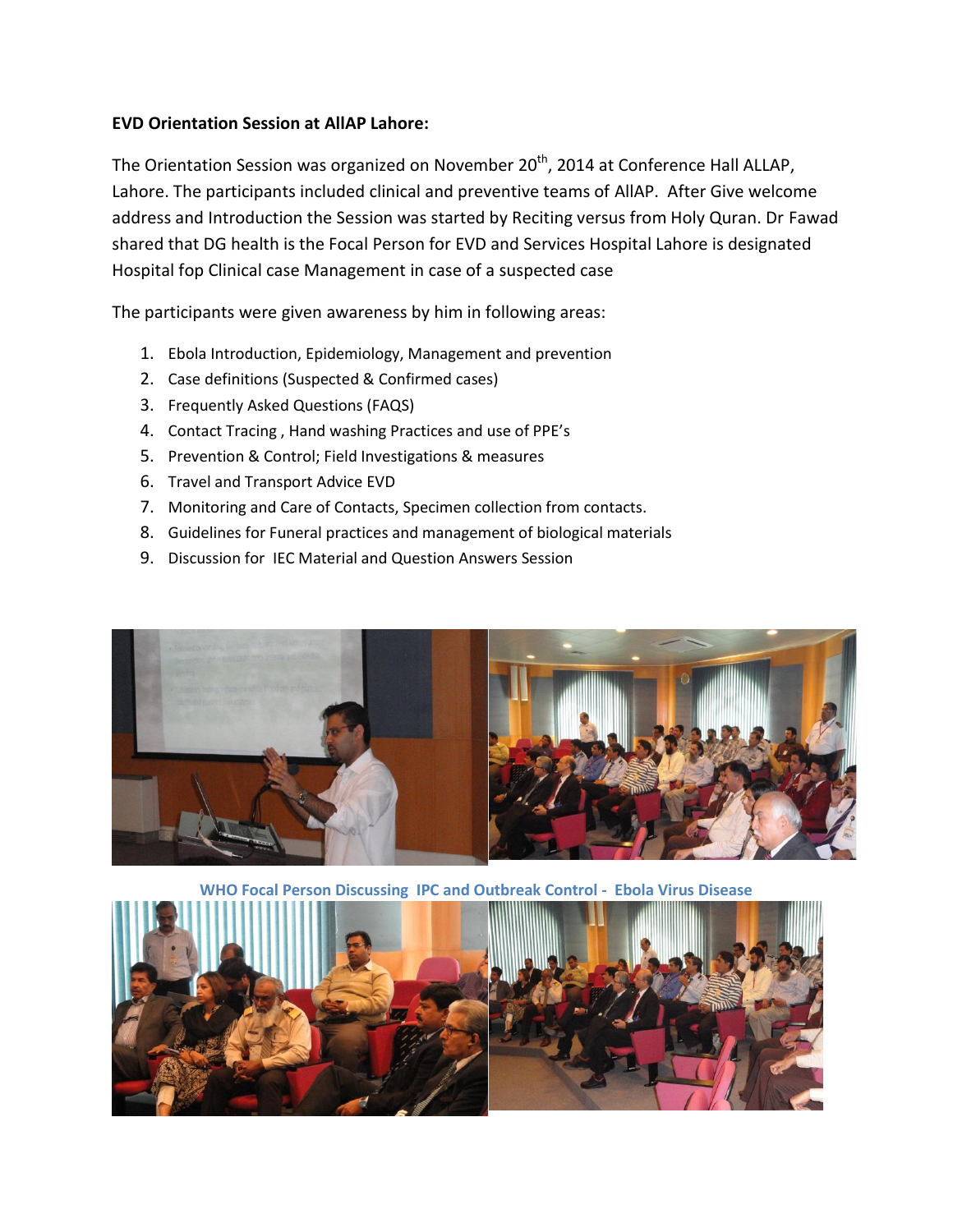**EVD Orientation Session at AllAP Lahore:**

The Orientation Session was organized on November 20th, 2014 at Conference Hall ALLAP, Lahore. The participants included clinical and preventive teams of AllAP. After Give welcome address and Introduction the Session was started by Reciting versus from Holy Quran. Dr Fawad shared that DG health is the Focal Person for EVD and Services Hospital Lahore is designated Hospital fop Clinical case Management in case of a suspected case

The participants were given awareness by him in following areas:

1. Ebola Introduction, Epidemiology, Management and prevention
2. Case definitions (Suspected & Confirmed cases)
3. Frequently Asked Questions (FAQS)
4. Contact Tracing , Hand washing Practices and use of PPE's
5. Prevention & Control; Field Investigations & measures
6. Travel and Transport Advice EVD
7. Monitoring and Care of Contacts, Specimen collection from contacts.
8. Guidelines for Funeral practices and management of biological materials
9. Discussion for IEC Material and Question Answers Session

WHO Focal Person Discussing IPC and Outbreak Control - Ebola Virus Disease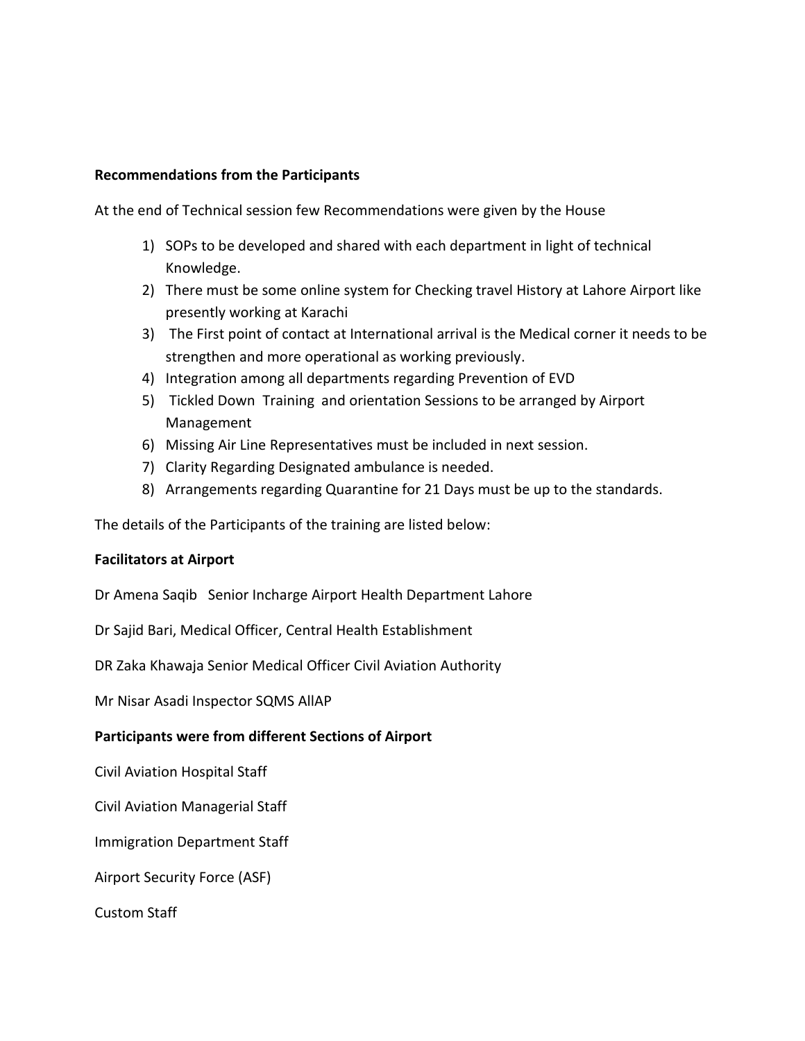**Recommendations from the Participants**

At the end of Technical session few Recommendations were given by the House

1) SOPs to be developed and shared with each department in light of technical Knowledge.
2) There must be some online system for Checking travel History at Lahore Airport like presently working at Karachi
3) The First point of contact at International arrival is the Medical corner it needs to be strengthen and more operational as working previously.
4) Integration among all departments regarding Prevention of EVD
5) Tickled Down Training and orientation Sessions to be arranged by Airport Management
6) Missing Air Line Representatives must be included in next session.
7) Clarity Regarding Designated ambulance is needed.
8) Arrangements regarding Quarantine for 21 Days must be up to the standards.

The details of the Participants of the training are listed below:

**Facilitators at Airport**

Dr Amena Saqib Senior Incharge Airport Health Department Lahore

Dr Sajid Bari, Medical Officer, Central Health Establishment

DR Zaka Khawaja Senior Medical Officer Civil Aviation Authority

Mr Nisar Asadi Inspector SQMS AllAP

**Participants were from different Sections of Airport**

Civil Aviation Hospital Staff

Civil Aviation Managerial Staff

Immigration Department Staff

Airport Security Force (ASF)

Custom Staff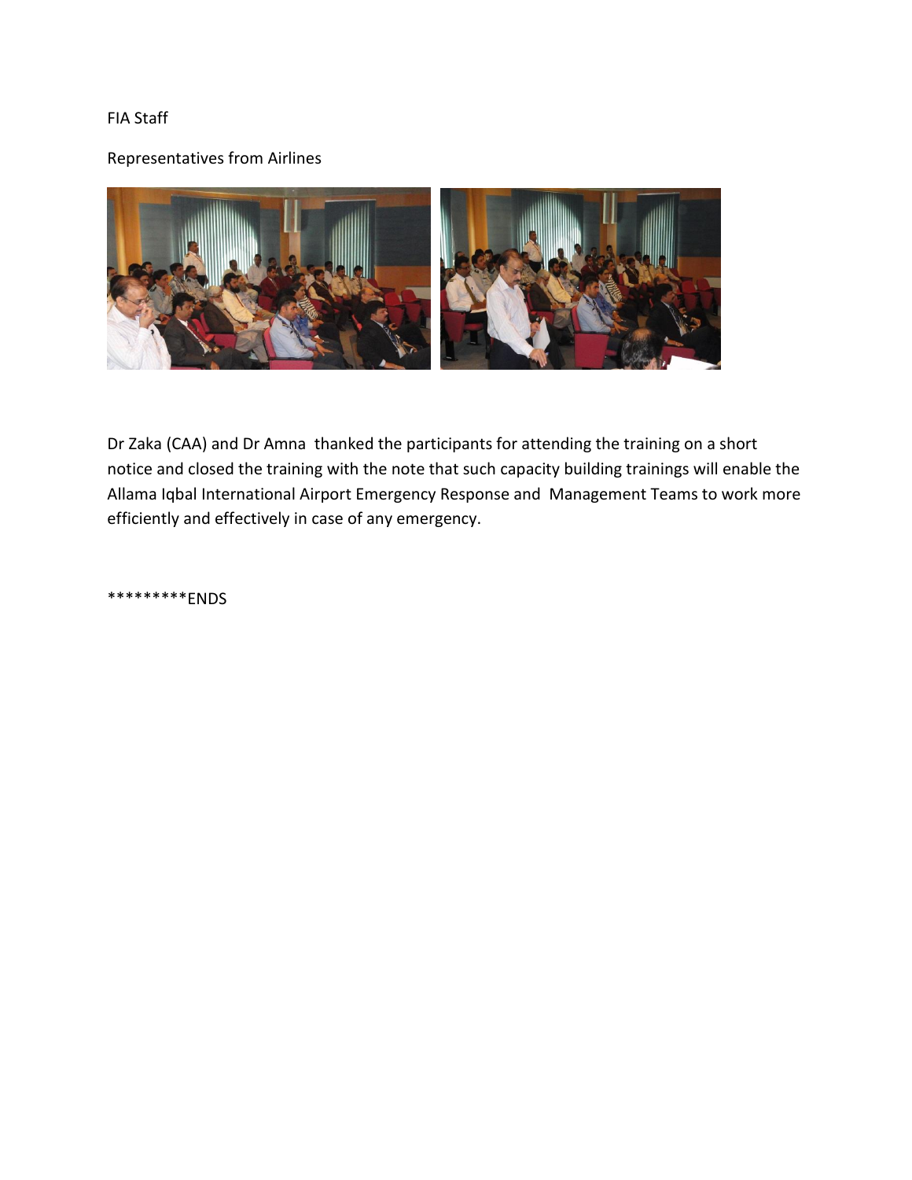FIA Staff

Representatives from Airlines

Dr Zaka (CAA) and Dr Amna thanked the participants for attending the training on a short notice and closed the training with the note that such capacity building trainings will enable the Allama Iqbal International Airport Emergency Response and Management Teams to work more efficiently and effectively in case of any emergency.

*********ENDS